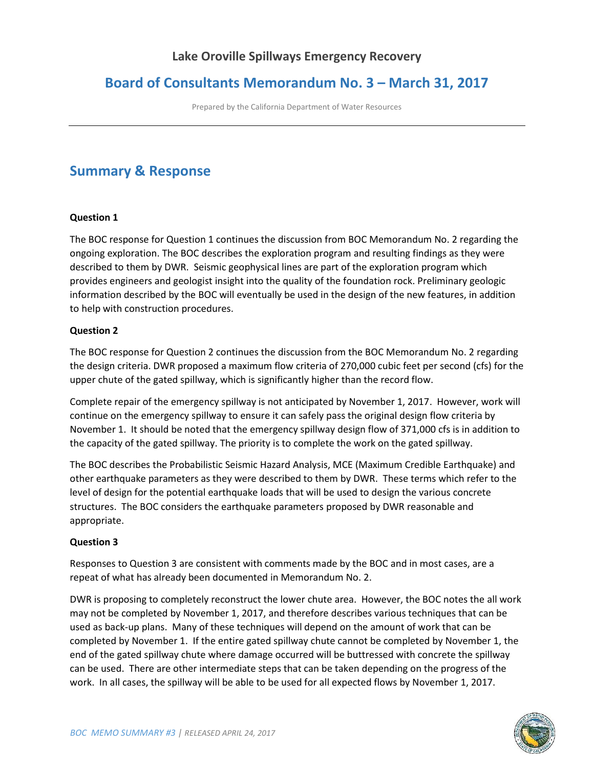## Lake Oroville Spillways Emergency Recovery

# Board of Consultants Memorandum No. 3 – March 31, 2017

Prepared by the California Department of Water Resources

## Summary & Response

**Question 1**

The BOC response for Question 1 continues the discussion from BOC Memorandum No. 2 regarding the ongoing exploration. The BOC describes the exploration program and resulting findings as they were described to them by DWR. Seismic geophysical lines are part of the exploration program which provides engineers and geologist insight into the quality of the foundation rock. Preliminary geologic information described by the BOC will eventually be used in the design of the new features, in addition to help with construction procedures.

**Question 2**

The BOC response for Question 2 continues the discussion from the BOC Memorandum No. 2 regarding the design criteria. DWR proposed a maximum flow criteria of 270,000 cubic feet per second (cfs) for the upper chute of the gated spillway, which is significantly higher than the record flow.

Complete repair of the emergency spillway is not anticipated by November 1, 2017. However, work will continue on the emergency spillway to ensure it can safely pass the original design flow criteria by November 1. It should be noted that the emergency spillway design flow of 371,000 cfs is in addition to the capacity of the gated spillway. The priority is to complete the work on the gated spillway.

The BOC describes the Probabilistic Seismic Hazard Analysis, MCE (Maximum Credible Earthquake) and other earthquake parameters as they were described to them by DWR. These terms which refer to the level of design for the potential earthquake loads that will be used to design the various concrete structures. The BOC considers the earthquake parameters proposed by DWR reasonable and appropriate.

**Question 3**

Responses to Question 3 are consistent with comments made by the BOC and in most cases, are a repeat of what has already been documented in Memorandum No. 2.

DWR is proposing to completely reconstruct the lower chute area. However, the BOC notes the all work may not be completed by November 1, 2017, and therefore describes various techniques that can be used as back-up plans. Many of these techniques will depend on the amount of work that can be completed by November 1. If the entire gated spillway chute cannot be completed by November 1, the end of the gated spillway chute where damage occurred will be buttressed with concrete the spillway can be used. There are other intermediate steps that can be taken depending on the progress of the work. In all cases, the spillway will be able to be used for all expected flows by November 1, 2017.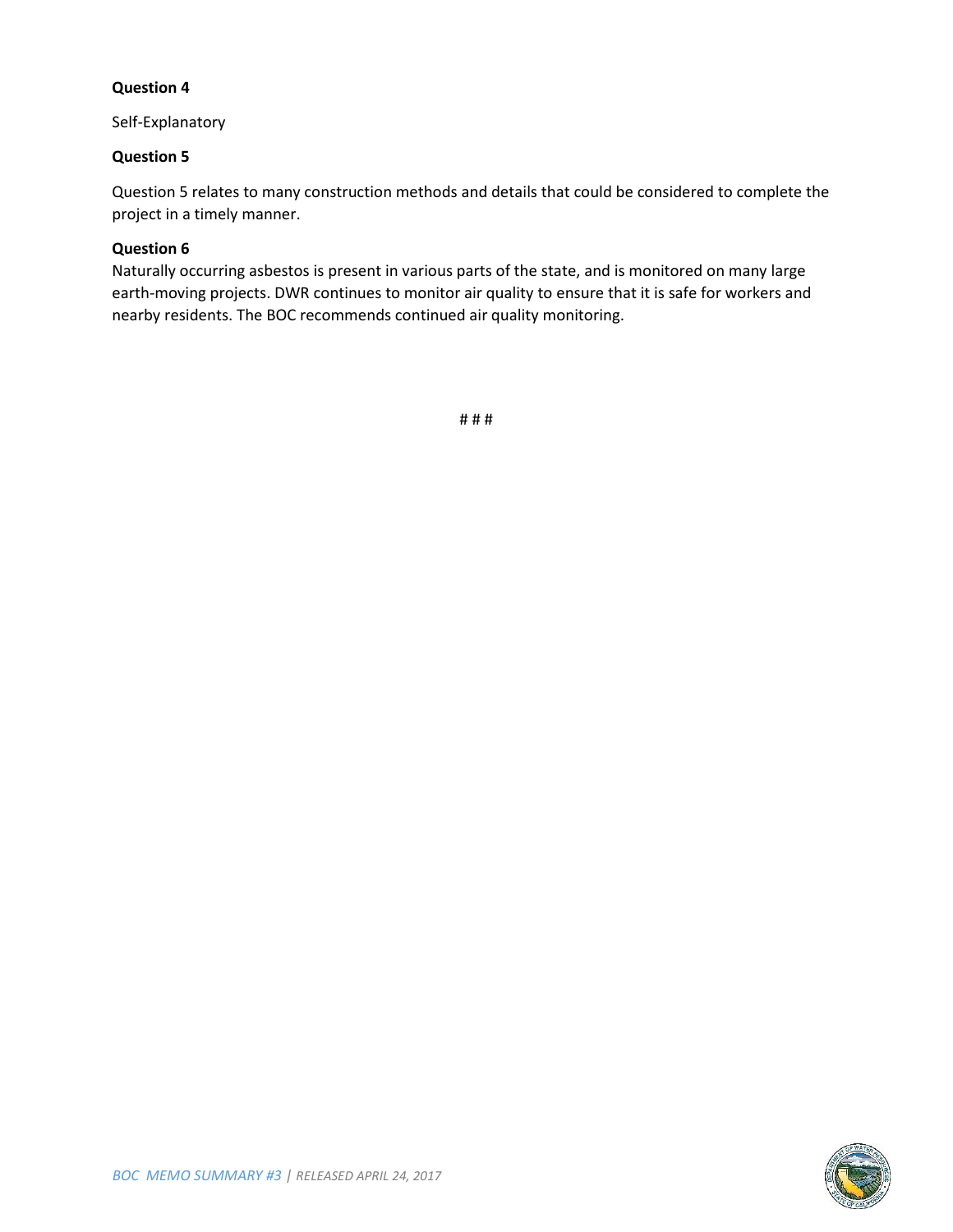**Question 4**

Self-Explanatory

**Question 5**

Question 5 relates to many construction methods and details that could be considered to complete the project in a timely manner.

**Question 6**

Naturally occurring asbestos is present in various parts of the state, and is monitored on many large earth-moving projects. DWR continues to monitor air quality to ensure that it is safe for workers and nearby residents. The BOC recommends continued air quality monitoring.

# # #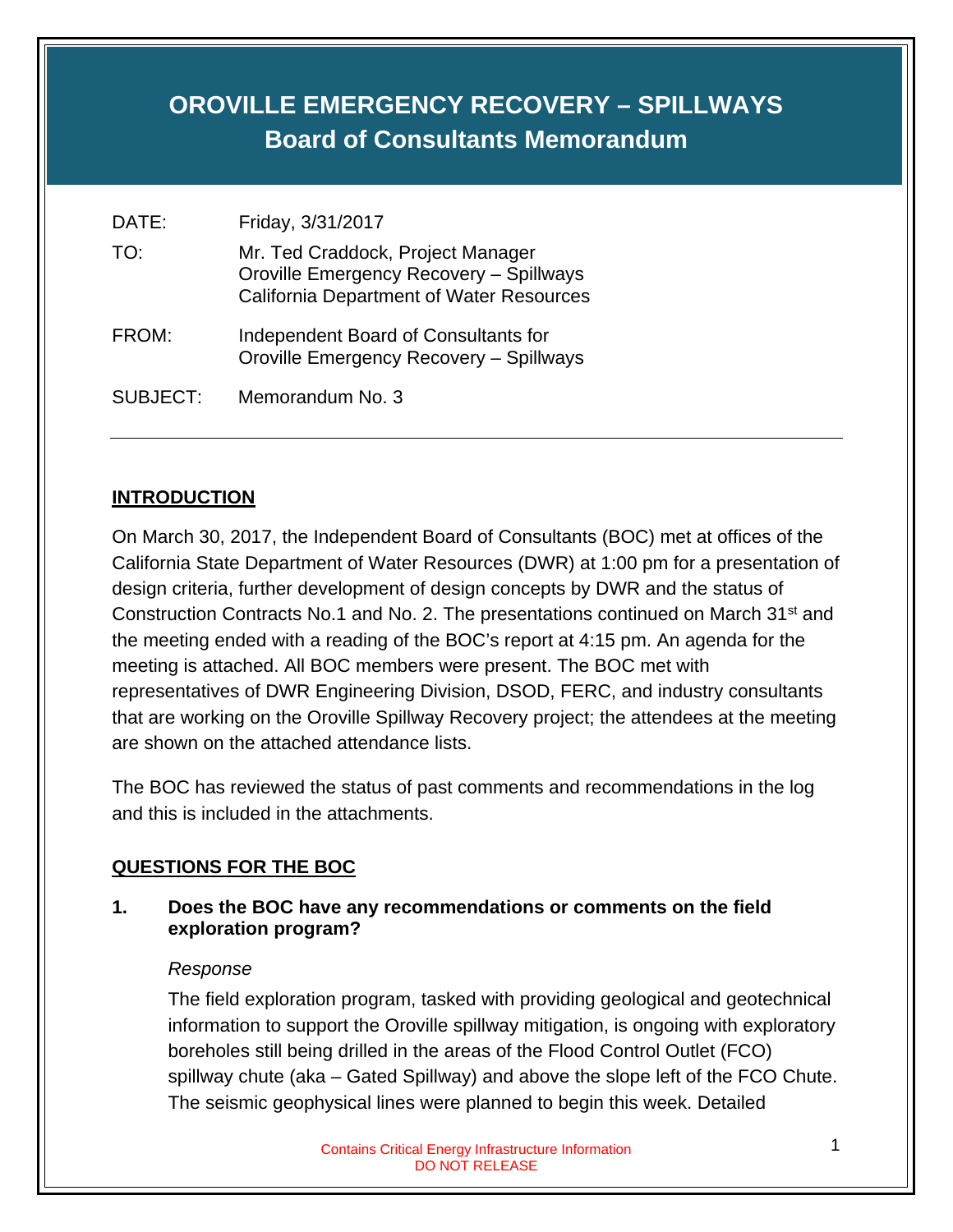# OROVILLE EMERGENCY RECOVERY – SPILLWAYS
## Board of Consultants Memorandum

DATE: Friday, 3/31/2017

TO: Mr. Ted Craddock, Project Manager
Oroville Emergency Recovery – Spillways
California Department of Water Resources

FROM: Independent Board of Consultants for
Oroville Emergency Recovery – Spillways

SUBJECT: Memorandum No. 3

---

**INTRODUCTION**

On March 30, 2017, the Independent Board of Consultants (BOC) met at offices of the California State Department of Water Resources (DWR) at 1:00 pm for a presentation of design criteria, further development of design concepts by DWR and the status of Construction Contracts No.1 and No. 2. The presentations continued on March 31st and the meeting ended with a reading of the BOC's report at 4:15 pm. An agenda for the meeting is attached. All BOC members were present. The BOC met with representatives of DWR Engineering Division, DSOD, FERC, and industry consultants that are working on the Oroville Spillway Recovery project; the attendees at the meeting are shown on the attached attendance lists.

The BOC has reviewed the status of past comments and recommendations in the log and this is included in the attachments.

**QUESTIONS FOR THE BOC**

**1. Does the BOC have any recommendations or comments on the field exploration program?**

*Response*

The field exploration program, tasked with providing geological and geotechnical information to support the Oroville spillway mitigation, is ongoing with exploratory boreholes still being drilled in the areas of the Flood Control Outlet (FCO) spillway chute (aka – Gated Spillway) and above the slope left of the FCO Chute. The seismic geophysical lines were planned to begin this week. Detailed

Contains Critical Energy Infrastructure Information
DO NOT RELEASE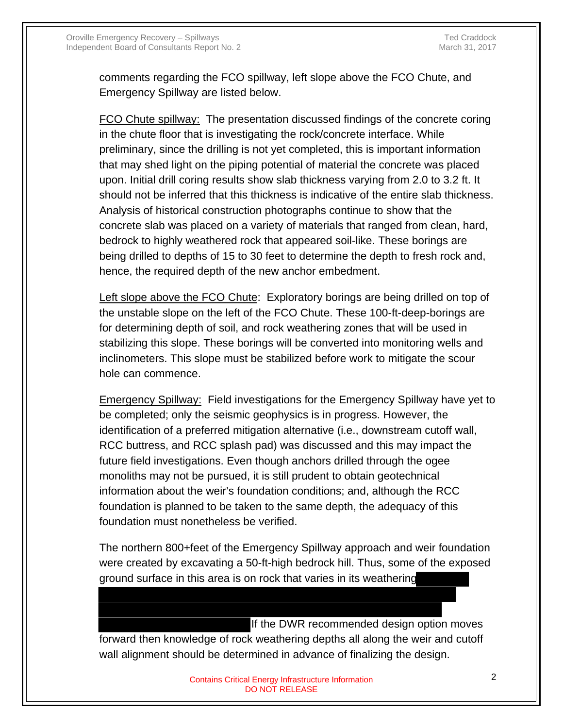comments regarding the FCO spillway, left slope above the FCO Chute, and Emergency Spillway are listed below.

FCO Chute spillway: The presentation discussed findings of the concrete coring in the chute floor that is investigating the rock/concrete interface. While preliminary, since the drilling is not yet completed, this is important information that may shed light on the piping potential of material the concrete was placed upon. Initial drill coring results show slab thickness varying from 2.0 to 3.2 ft. It should not be inferred that this thickness is indicative of the entire slab thickness. Analysis of historical construction photographs continue to show that the concrete slab was placed on a variety of materials that ranged from clean, hard, bedrock to highly weathered rock that appeared soil-like. These borings are being drilled to depths of 15 to 30 feet to determine the depth to fresh rock and, hence, the required depth of the new anchor embedment.

Left slope above the FCO Chute: Exploratory borings are being drilled on top of the unstable slope on the left of the FCO Chute. These 100-ft-deep-borings are for determining depth of soil, and rock weathering zones that will be used in stabilizing this slope. These borings will be converted into monitoring wells and inclinometers. This slope must be stabilized before work to mitigate the scour hole can commence.

Emergency Spillway: Field investigations for the Emergency Spillway have yet to be completed; only the seismic geophysics is in progress. However, the identification of a preferred mitigation alternative (i.e., downstream cutoff wall, RCC buttress, and RCC splash pad) was discussed and this may impact the future field investigations. Even though anchors drilled through the ogee monoliths may not be pursued, it is still prudent to obtain geotechnical information about the weir's foundation conditions; and, although the RCC foundation is planned to be taken to the same depth, the adequacy of this foundation must nonetheless be verified.

The northern 800+feet of the Emergency Spillway approach and weir foundation were created by excavating a 50-ft-high bedrock hill. Thus, some of the exposed ground surface in this area is on rock that varies in its weathering

If the DWR recommended design option moves forward then knowledge of rock weathering depths all along the weir and cutoff wall alignment should be determined in advance of finalizing the design.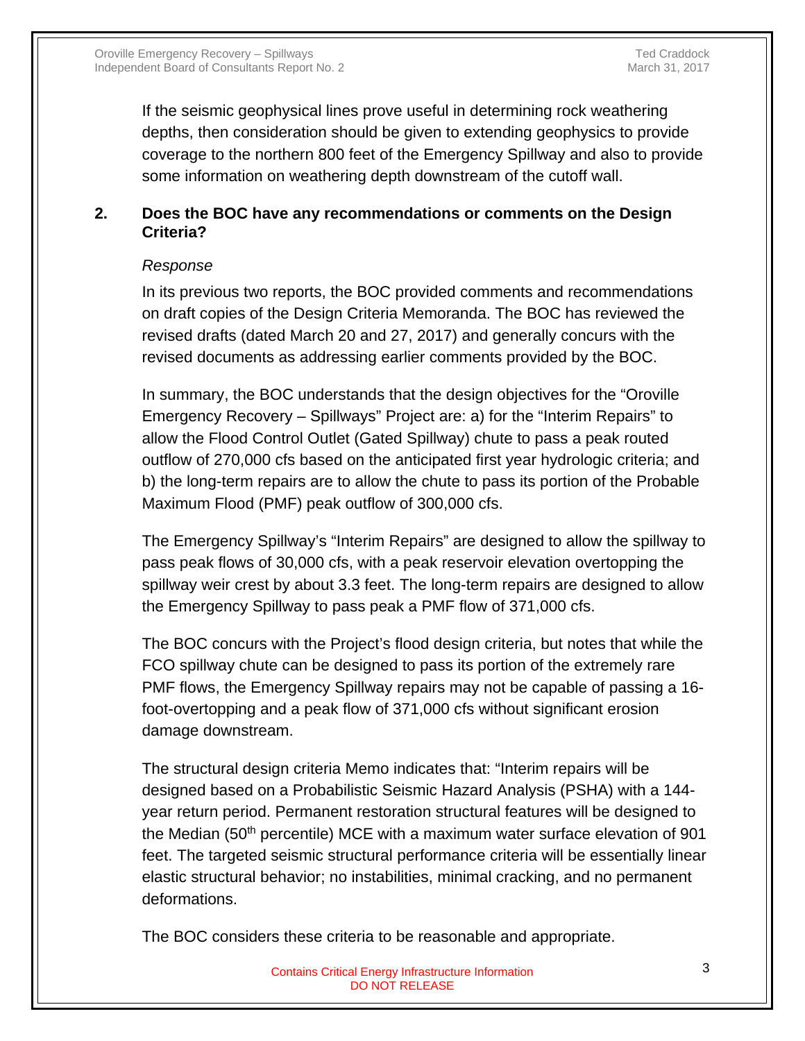If the seismic geophysical lines prove useful in determining rock weathering depths, then consideration should be given to extending geophysics to provide coverage to the northern 800 feet of the Emergency Spillway and also to provide some information on weathering depth downstream of the cutoff wall.

**2. Does the BOC have any recommendations or comments on the Design Criteria?**

*Response*

In its previous two reports, the BOC provided comments and recommendations on draft copies of the Design Criteria Memoranda. The BOC has reviewed the revised drafts (dated March 20 and 27, 2017) and generally concurs with the revised documents as addressing earlier comments provided by the BOC.

In summary, the BOC understands that the design objectives for the "Oroville Emergency Recovery – Spillways" Project are: a) for the "Interim Repairs" to allow the Flood Control Outlet (Gated Spillway) chute to pass a peak routed outflow of 270,000 cfs based on the anticipated first year hydrologic criteria; and b) the long-term repairs are to allow the chute to pass its portion of the Probable Maximum Flood (PMF) peak outflow of 300,000 cfs.

The Emergency Spillway's "Interim Repairs" are designed to allow the spillway to pass peak flows of 30,000 cfs, with a peak reservoir elevation overtopping the spillway weir crest by about 3.3 feet. The long-term repairs are designed to allow the Emergency Spillway to pass peak a PMF flow of 371,000 cfs.

The BOC concurs with the Project's flood design criteria, but notes that while the FCO spillway chute can be designed to pass its portion of the extremely rare PMF flows, the Emergency Spillway repairs may not be capable of passing a 16-foot-overtopping and a peak flow of 371,000 cfs without significant erosion damage downstream.

The structural design criteria Memo indicates that: "Interim repairs will be designed based on a Probabilistic Seismic Hazard Analysis (PSHA) with a 144-year return period. Permanent restoration structural features will be designed to the Median (50th percentile) MCE with a maximum water surface elevation of 901 feet. The targeted seismic structural performance criteria will be essentially linear elastic structural behavior; no instabilities, minimal cracking, and no permanent deformations.

The BOC considers these criteria to be reasonable and appropriate.

Contains Critical Energy Infrastructure Information
DO NOT RELEASE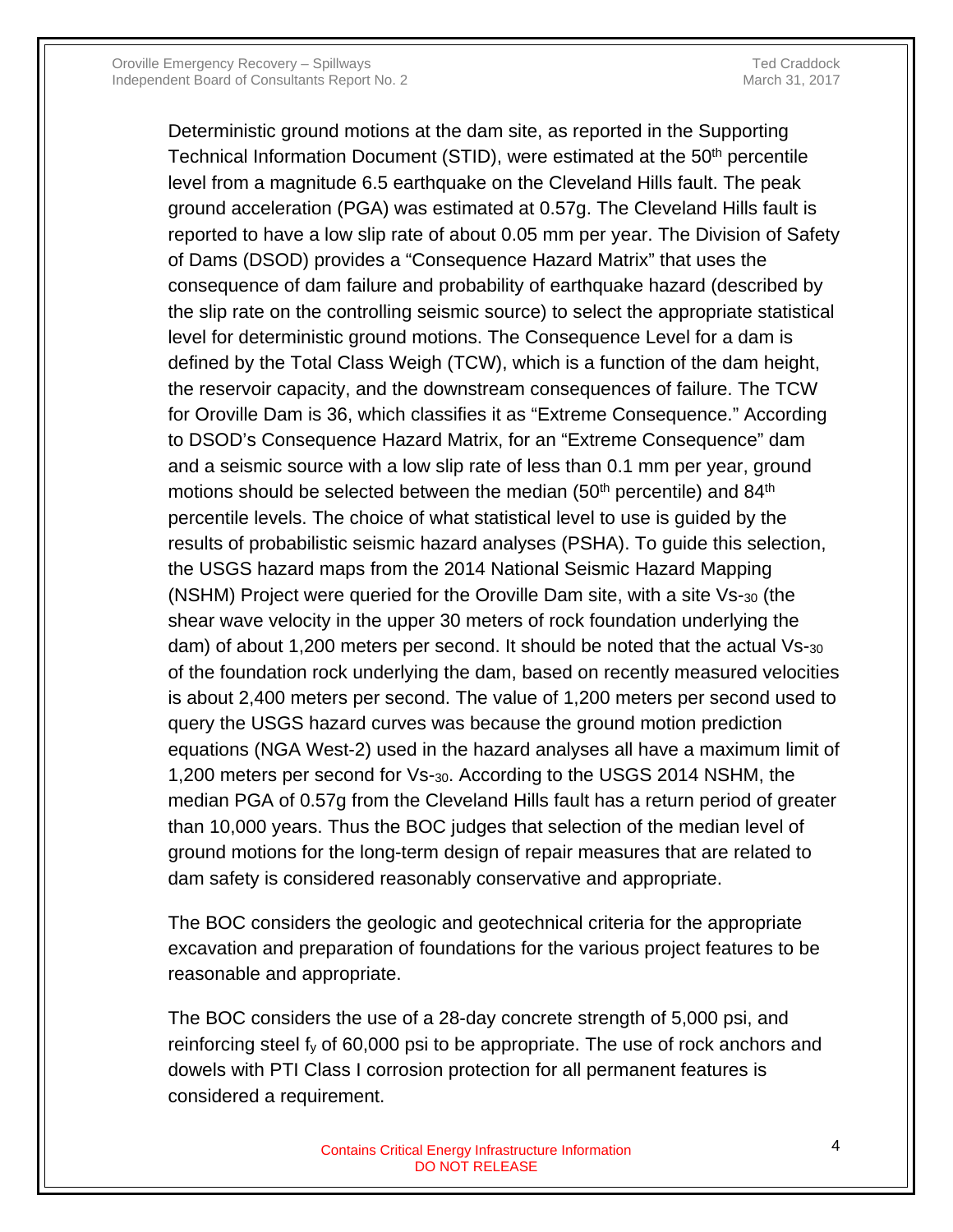Deterministic ground motions at the dam site, as reported in the Supporting Technical Information Document (STID), were estimated at the 50th percentile level from a magnitude 6.5 earthquake on the Cleveland Hills fault. The peak ground acceleration (PGA) was estimated at 0.57g. The Cleveland Hills fault is reported to have a low slip rate of about 0.05 mm per year. The Division of Safety of Dams (DSOD) provides a "Consequence Hazard Matrix" that uses the consequence of dam failure and probability of earthquake hazard (described by the slip rate on the controlling seismic source) to select the appropriate statistical level for deterministic ground motions. The Consequence Level for a dam is defined by the Total Class Weigh (TCW), which is a function of the dam height, the reservoir capacity, and the downstream consequences of failure. The TCW for Oroville Dam is 36, which classifies it as "Extreme Consequence." According to DSOD's Consequence Hazard Matrix, for an "Extreme Consequence" dam and a seismic source with a low slip rate of less than 0.1 mm per year, ground motions should be selected between the median (50th percentile) and 84th percentile levels. The choice of what statistical level to use is guided by the results of probabilistic seismic hazard analyses (PSHA). To guide this selection, the USGS hazard maps from the 2014 National Seismic Hazard Mapping (NSHM) Project were queried for the Oroville Dam site, with a site $Vs_{30}$ (the shear wave velocity in the upper 30 meters of rock foundation underlying the dam) of about 1,200 meters per second. It should be noted that the actual $Vs_{30}$ of the foundation rock underlying the dam, based on recently measured velocities is about 2,400 meters per second. The value of 1,200 meters per second used to query the USGS hazard curves was because the ground motion prediction equations (NGA West-2) used in the hazard analyses all have a maximum limit of 1,200 meters per second for $Vs_{30}$. According to the USGS 2014 NSHM, the median PGA of 0.57g from the Cleveland Hills fault has a return period of greater than 10,000 years. Thus the BOC judges that selection of the median level of ground motions for the long-term design of repair measures that are related to dam safety is considered reasonably conservative and appropriate.

The BOC considers the geologic and geotechnical criteria for the appropriate excavation and preparation of foundations for the various project features to be reasonable and appropriate.

The BOC considers the use of a 28-day concrete strength of 5,000 psi, and reinforcing steel $f_y$ of 60,000 psi to be appropriate. The use of rock anchors and dowels with PTI Class I corrosion protection for all permanent features is considered a requirement.

Contains Critical Energy Infrastructure Information
DO NOT RELEASE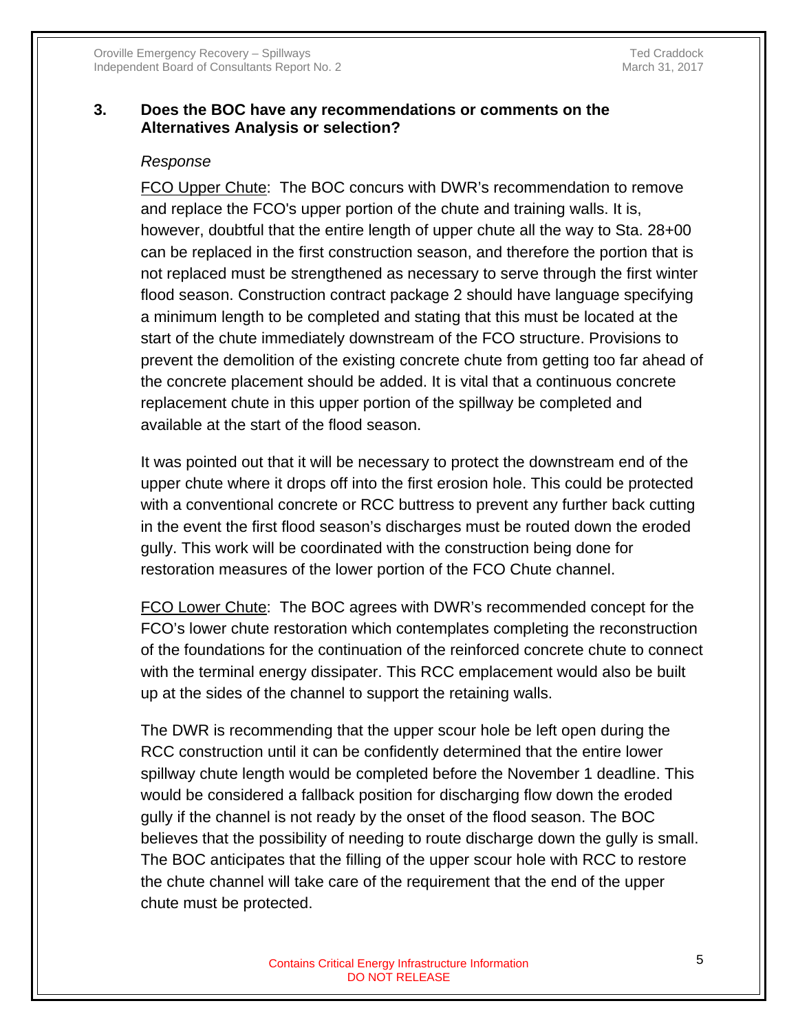### 3. Does the BOC have any recommendations or comments on the Alternatives Analysis or selection?

*Response*

FCO Upper Chute: The BOC concurs with DWR's recommendation to remove and replace the FCO's upper portion of the chute and training walls. It is, however, doubtful that the entire length of upper chute all the way to Sta. 28+00 can be replaced in the first construction season, and therefore the portion that is not replaced must be strengthened as necessary to serve through the first winter flood season. Construction contract package 2 should have language specifying a minimum length to be completed and stating that this must be located at the start of the chute immediately downstream of the FCO structure. Provisions to prevent the demolition of the existing concrete chute from getting too far ahead of the concrete placement should be added. It is vital that a continuous concrete replacement chute in this upper portion of the spillway be completed and available at the start of the flood season.

It was pointed out that it will be necessary to protect the downstream end of the upper chute where it drops off into the first erosion hole. This could be protected with a conventional concrete or RCC buttress to prevent any further back cutting in the event the first flood season's discharges must be routed down the eroded gully. This work will be coordinated with the construction being done for restoration measures of the lower portion of the FCO Chute channel.

FCO Lower Chute: The BOC agrees with DWR's recommended concept for the FCO's lower chute restoration which contemplates completing the reconstruction of the foundations for the continuation of the reinforced concrete chute to connect with the terminal energy dissipater. This RCC emplacement would also be built up at the sides of the channel to support the retaining walls.

The DWR is recommending that the upper scour hole be left open during the RCC construction until it can be confidently determined that the entire lower spillway chute length would be completed before the November 1 deadline. This would be considered a fallback position for discharging flow down the eroded gully if the channel is not ready by the onset of the flood season. The BOC believes that the possibility of needing to route discharge down the gully is small. The BOC anticipates that the filling of the upper scour hole with RCC to restore the chute channel will take care of the requirement that the end of the upper chute must be protected.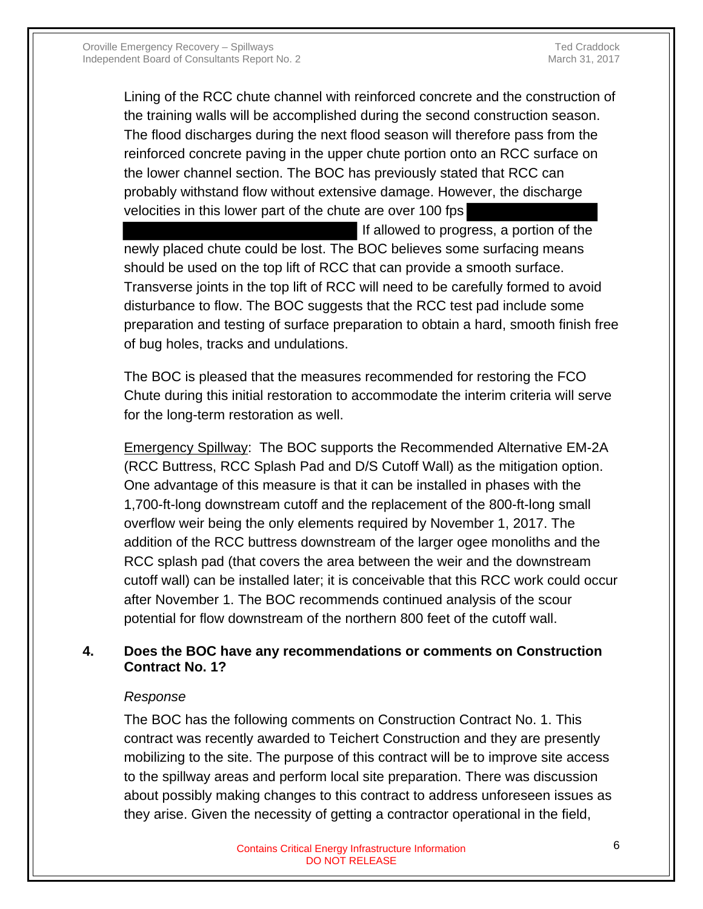Lining of the RCC chute channel with reinforced concrete and the construction of the training walls will be accomplished during the second construction season. The flood discharges during the next flood season will therefore pass from the reinforced concrete paving in the upper chute portion onto an RCC surface on the lower channel section. The BOC has previously stated that RCC can probably withstand flow without extensive damage. However, the discharge velocities in this lower part of the chute are over 100 fps

If allowed to progress, a portion of the newly placed chute could be lost. The BOC believes some surfacing means should be used on the top lift of RCC that can provide a smooth surface. Transverse joints in the top lift of RCC will need to be carefully formed to avoid disturbance to flow. The BOC suggests that the RCC test pad include some preparation and testing of surface preparation to obtain a hard, smooth finish free of bug holes, tracks and undulations.

The BOC is pleased that the measures recommended for restoring the FCO Chute during this initial restoration to accommodate the interim criteria will serve for the long-term restoration as well.

<u>Emergency Spillway</u>: The BOC supports the Recommended Alternative EM-2A (RCC Buttress, RCC Splash Pad and D/S Cutoff Wall) as the mitigation option. One advantage of this measure is that it can be installed in phases with the 1,700-ft-long downstream cutoff and the replacement of the 800-ft-long small overflow weir being the only elements required by November 1, 2017. The addition of the RCC buttress downstream of the larger ogee monoliths and the RCC splash pad (that covers the area between the weir and the downstream cutoff wall) can be installed later; it is conceivable that this RCC work could occur after November 1. The BOC recommends continued analysis of the scour potential for flow downstream of the northern 800 feet of the cutoff wall.

**4. Does the BOC have any recommendations or comments on Construction Contract No. 1?**

*Response*

The BOC has the following comments on Construction Contract No. 1. This contract was recently awarded to Teichert Construction and they are presently mobilizing to the site. The purpose of this contract will be to improve site access to the spillway areas and perform local site preparation. There was discussion about possibly making changes to this contract to address unforeseen issues as they arise. Given the necessity of getting a contractor operational in the field,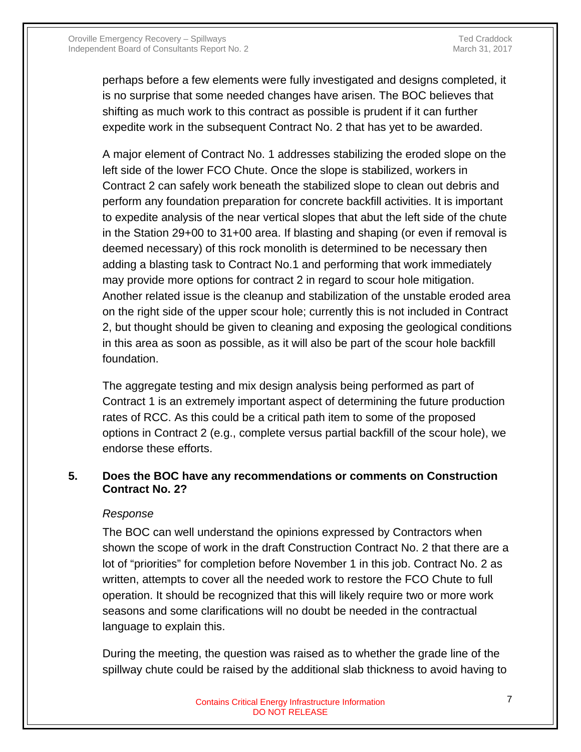perhaps before a few elements were fully investigated and designs completed, it is no surprise that some needed changes have arisen. The BOC believes that shifting as much work to this contract as possible is prudent if it can further expedite work in the subsequent Contract No. 2 that has yet to be awarded.

A major element of Contract No. 1 addresses stabilizing the eroded slope on the left side of the lower FCO Chute. Once the slope is stabilized, workers in Contract 2 can safely work beneath the stabilized slope to clean out debris and perform any foundation preparation for concrete backfill activities. It is important to expedite analysis of the near vertical slopes that abut the left side of the chute in the Station 29+00 to 31+00 area. If blasting and shaping (or even if removal is deemed necessary) of this rock monolith is determined to be necessary then adding a blasting task to Contract No.1 and performing that work immediately may provide more options for contract 2 in regard to scour hole mitigation. Another related issue is the cleanup and stabilization of the unstable eroded area on the right side of the upper scour hole; currently this is not included in Contract 2, but thought should be given to cleaning and exposing the geological conditions in this area as soon as possible, as it will also be part of the scour hole backfill foundation.

The aggregate testing and mix design analysis being performed as part of Contract 1 is an extremely important aspect of determining the future production rates of RCC. As this could be a critical path item to some of the proposed options in Contract 2 (e.g., complete versus partial backfill of the scour hole), we endorse these efforts.

**5. Does the BOC have any recommendations or comments on Construction Contract No. 2?**

*Response*

The BOC can well understand the opinions expressed by Contractors when shown the scope of work in the draft Construction Contract No. 2 that there are a lot of "priorities" for completion before November 1 in this job. Contract No. 2 as written, attempts to cover all the needed work to restore the FCO Chute to full operation. It should be recognized that this will likely require two or more work seasons and some clarifications will no doubt be needed in the contractual language to explain this.

During the meeting, the question was raised as to whether the grade line of the spillway chute could be raised by the additional slab thickness to avoid having to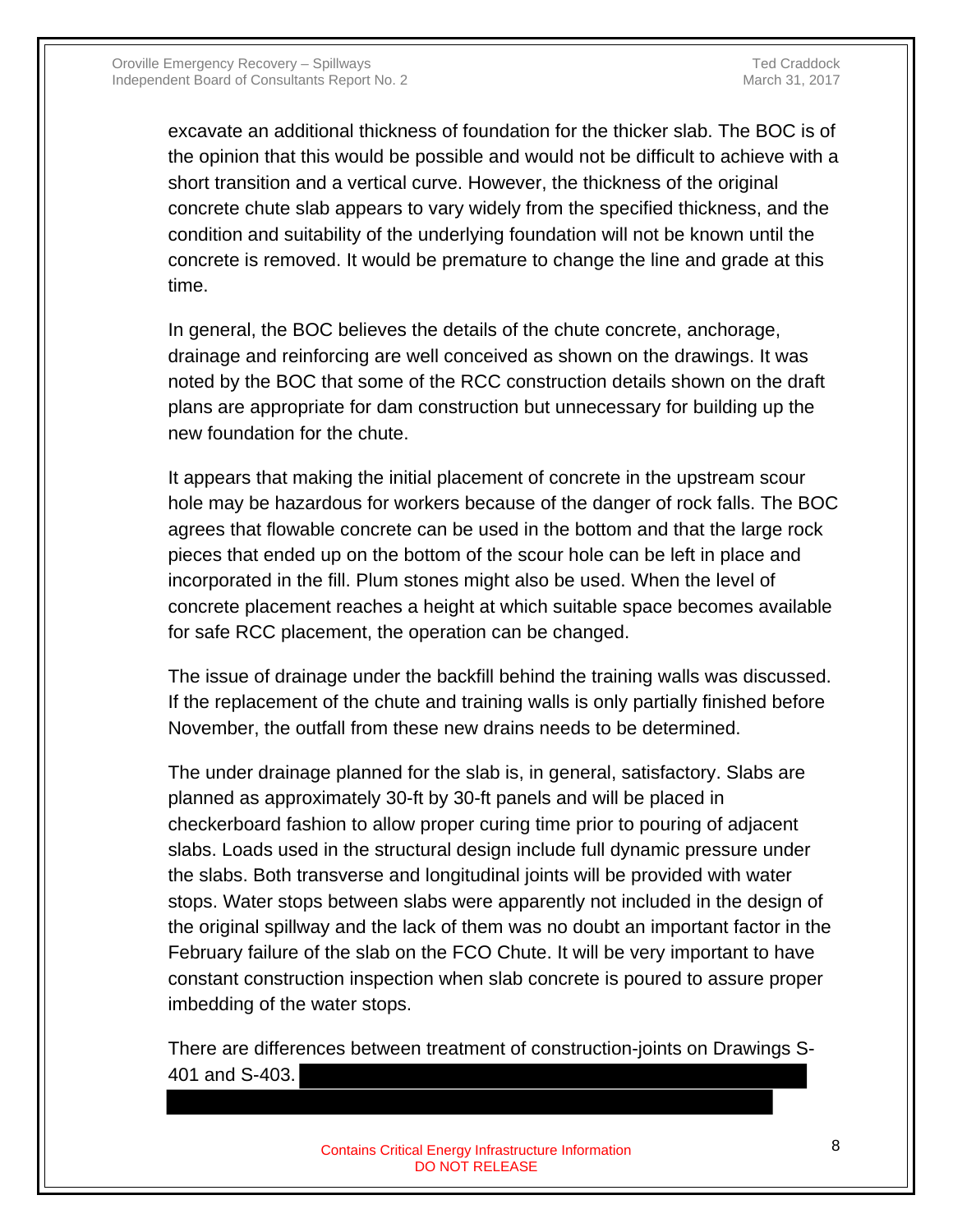excavate an additional thickness of foundation for the thicker slab. The BOC is of the opinion that this would be possible and would not be difficult to achieve with a short transition and a vertical curve. However, the thickness of the original concrete chute slab appears to vary widely from the specified thickness, and the condition and suitability of the underlying foundation will not be known until the concrete is removed. It would be premature to change the line and grade at this time.

In general, the BOC believes the details of the chute concrete, anchorage, drainage and reinforcing are well conceived as shown on the drawings. It was noted by the BOC that some of the RCC construction details shown on the draft plans are appropriate for dam construction but unnecessary for building up the new foundation for the chute.

It appears that making the initial placement of concrete in the upstream scour hole may be hazardous for workers because of the danger of rock falls. The BOC agrees that flowable concrete can be used in the bottom and that the large rock pieces that ended up on the bottom of the scour hole can be left in place and incorporated in the fill. Plum stones might also be used. When the level of concrete placement reaches a height at which suitable space becomes available for safe RCC placement, the operation can be changed.

The issue of drainage under the backfill behind the training walls was discussed. If the replacement of the chute and training walls is only partially finished before November, the outfall from these new drains needs to be determined.

The under drainage planned for the slab is, in general, satisfactory. Slabs are planned as approximately 30-ft by 30-ft panels and will be placed in checkerboard fashion to allow proper curing time prior to pouring of adjacent slabs. Loads used in the structural design include full dynamic pressure under the slabs. Both transverse and longitudinal joints will be provided with water stops. Water stops between slabs were apparently not included in the design of the original spillway and the lack of them was no doubt an important factor in the February failure of the slab on the FCO Chute. It will be very important to have constant construction inspection when slab concrete is poured to assure proper imbedding of the water stops.

There are differences between treatment of construction-joints on Drawings S-401 and S-403.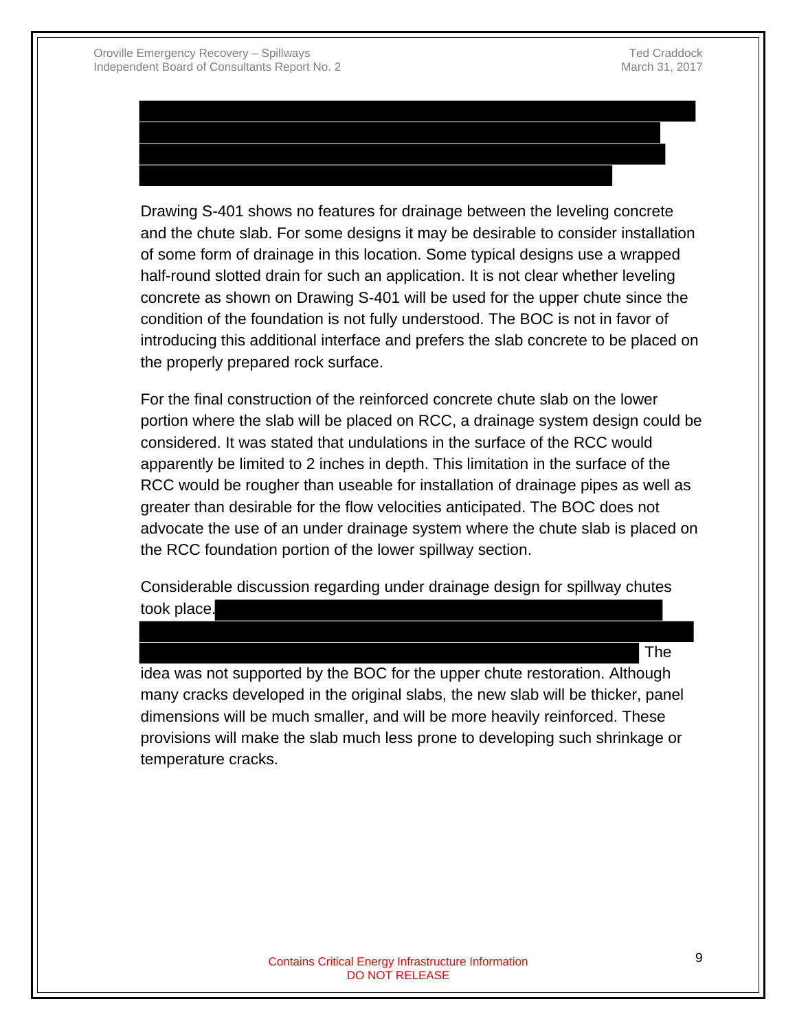Drawing S-401 shows no features for drainage between the leveling concrete and the chute slab. For some designs it may be desirable to consider installation of some form of drainage in this location. Some typical designs use a wrapped half-round slotted drain for such an application. It is not clear whether leveling concrete as shown on Drawing S-401 will be used for the upper chute since the condition of the foundation is not fully understood. The BOC is not in favor of introducing this additional interface and prefers the slab concrete to be placed on the properly prepared rock surface.

For the final construction of the reinforced concrete chute slab on the lower portion where the slab will be placed on RCC, a drainage system design could be considered. It was stated that undulations in the surface of the RCC would apparently be limited to 2 inches in depth. This limitation in the surface of the RCC would be rougher than useable for installation of drainage pipes as well as greater than desirable for the flow velocities anticipated. The BOC does not advocate the use of an under drainage system where the chute slab is placed on the RCC foundation portion of the lower spillway section.

Considerable discussion regarding under drainage design for spillway chutes took place. The idea was not supported by the BOC for the upper chute restoration. Although many cracks developed in the original slabs, the new slab will be thicker, panel dimensions will be much smaller, and will be more heavily reinforced. These provisions will make the slab much less prone to developing such shrinkage or temperature cracks.

Contains Critical Energy Infrastructure Information
DO NOT RELEASE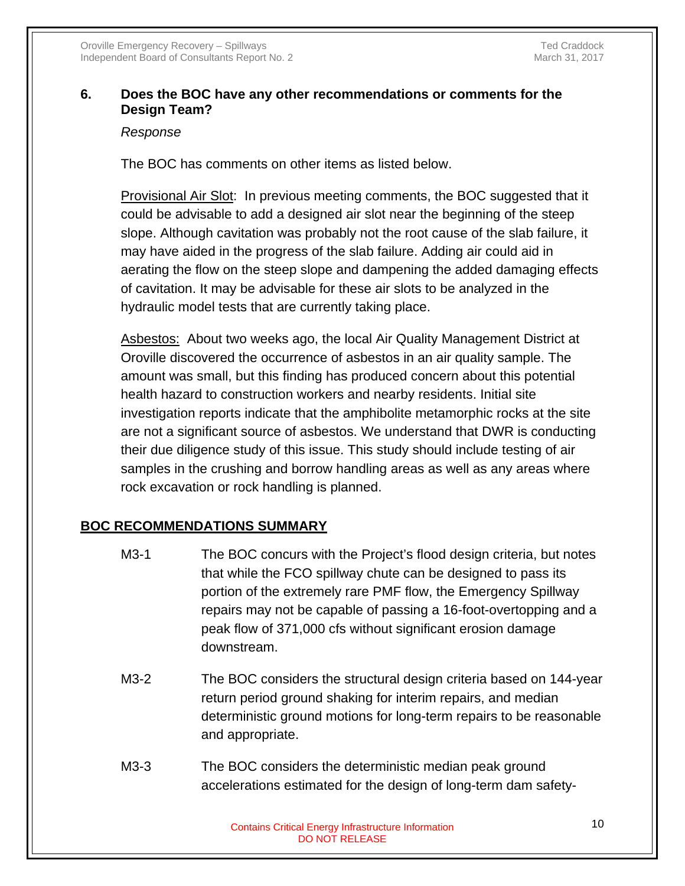## 6. Does the BOC have any other recommendations or comments for the Design Team?

*Response*

The BOC has comments on other items as listed below.

Provisional Air Slot: In previous meeting comments, the BOC suggested that it could be advisable to add a designed air slot near the beginning of the steep slope. Although cavitation was probably not the root cause of the slab failure, it may have aided in the progress of the slab failure. Adding air could aid in aerating the flow on the steep slope and dampening the added damaging effects of cavitation. It may be advisable for these air slots to be analyzed in the hydraulic model tests that are currently taking place.

Asbestos: About two weeks ago, the local Air Quality Management District at Oroville discovered the occurrence of asbestos in an air quality sample. The amount was small, but this finding has produced concern about this potential health hazard to construction workers and nearby residents. Initial site investigation reports indicate that the amphibolite metamorphic rocks at the site are not a significant source of asbestos. We understand that DWR is conducting their due diligence study of this issue. This study should include testing of air samples in the crushing and borrow handling areas as well as any areas where rock excavation or rock handling is planned.

## BOC RECOMMENDATIONS SUMMARY

M3-1 The BOC concurs with the Project's flood design criteria, but notes that while the FCO spillway chute can be designed to pass its portion of the extremely rare PMF flow, the Emergency Spillway repairs may not be capable of passing a 16-foot-overtopping and a peak flow of 371,000 cfs without significant erosion damage downstream.

M3-2 The BOC considers the structural design criteria based on 144-year return period ground shaking for interim repairs, and median deterministic ground motions for long-term repairs to be reasonable and appropriate.

M3-3 The BOC considers the deterministic median peak ground accelerations estimated for the design of long-term dam safety-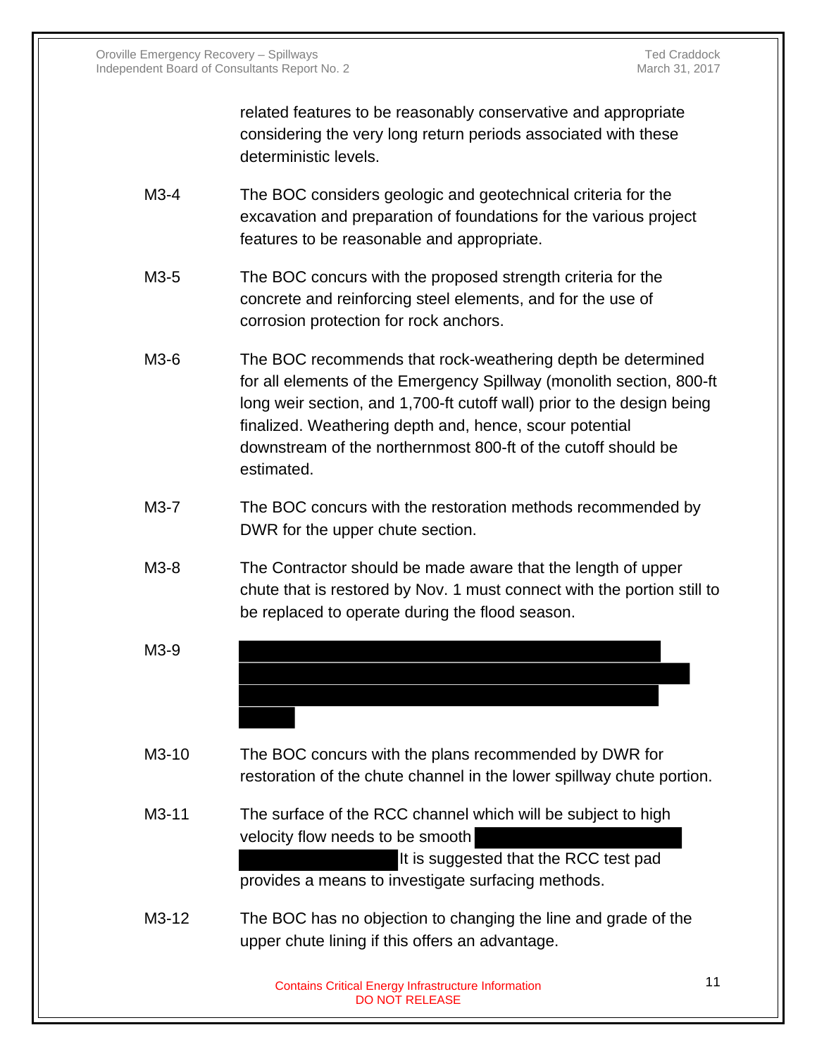related features to be reasonably conservative and appropriate considering the very long return periods associated with these deterministic levels.

M3-4 The BOC considers geologic and geotechnical criteria for the excavation and preparation of foundations for the various project features to be reasonable and appropriate.

M3-5 The BOC concurs with the proposed strength criteria for the concrete and reinforcing steel elements, and for the use of corrosion protection for rock anchors.

M3-6 The BOC recommends that rock-weathering depth be determined for all elements of the Emergency Spillway (monolith section, 800-ft long weir section, and 1,700-ft cutoff wall) prior to the design being finalized. Weathering depth and, hence, scour potential downstream of the northernmost 800-ft of the cutoff should be estimated.

M3-7 The BOC concurs with the restoration methods recommended by DWR for the upper chute section.

M3-8 The Contractor should be made aware that the length of upper chute that is restored by Nov. 1 must connect with the portion still to be replaced to operate during the flood season.

M3-9

M3-10 The BOC concurs with the plans recommended by DWR for restoration of the chute channel in the lower spillway chute portion.

M3-11 The surface of the RCC channel which will be subject to high velocity flow needs to be smooth It is suggested that the RCC test pad provides a means to investigate surfacing methods.

M3-12 The BOC has no objection to changing the line and grade of the upper chute lining if this offers an advantage.

Contains Critical Energy Infrastructure Information
DO NOT RELEASE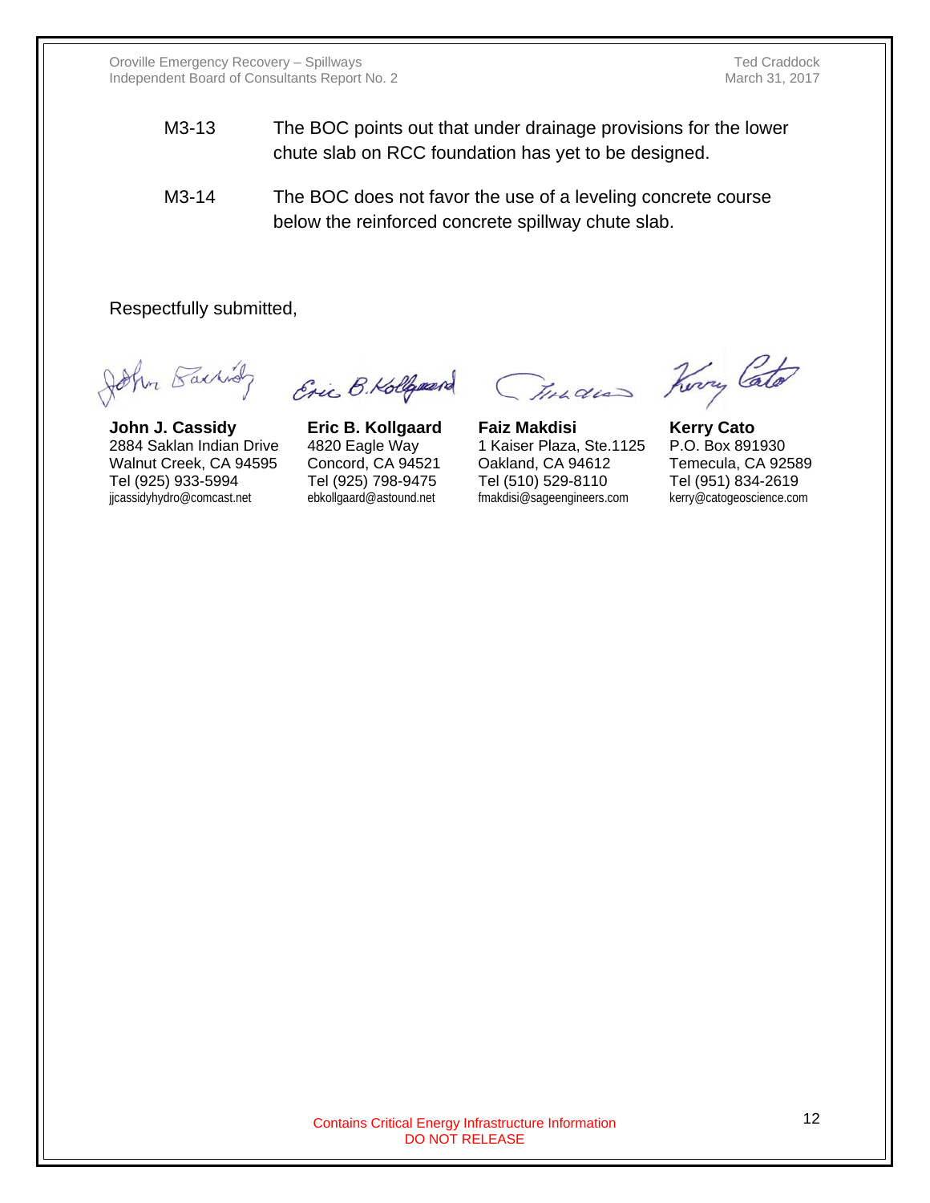M3-13 The BOC points out that under drainage provisions for the lower chute slab on RCC foundation has yet to be designed.

M3-14 The BOC does not favor the use of a leveling concrete course below the reinforced concrete spillway chute slab.

Respectfully submitted,

| | | | |
|---|---|---|---|
| **John J. Cassidy** | **Eric B. Kollgaard** | **Faiz Makdisi** | **Kerry Cato** |
| 2884 Saklan Indian Drive | 4820 Eagle Way | 1 Kaiser Plaza, Ste.1125 | P.O. Box 891930 |
| Walnut Creek, CA 94595 | Concord, CA 94521 | Oakland, CA 94612 | Temecula, CA 92589 |
| Tel (925) 933-5994 | Tel (925) 798-9475 | Tel (510) 529-8110 | Tel (951) 834-2619 |
| jjcassidyhydro@comcast.net | ebkollgaard@astound.net | fmakdisi@sageengineers.com | kerry@catogeoscience.com |

Contains Critical Energy Infrastructure Information
DO NOT RELEASE